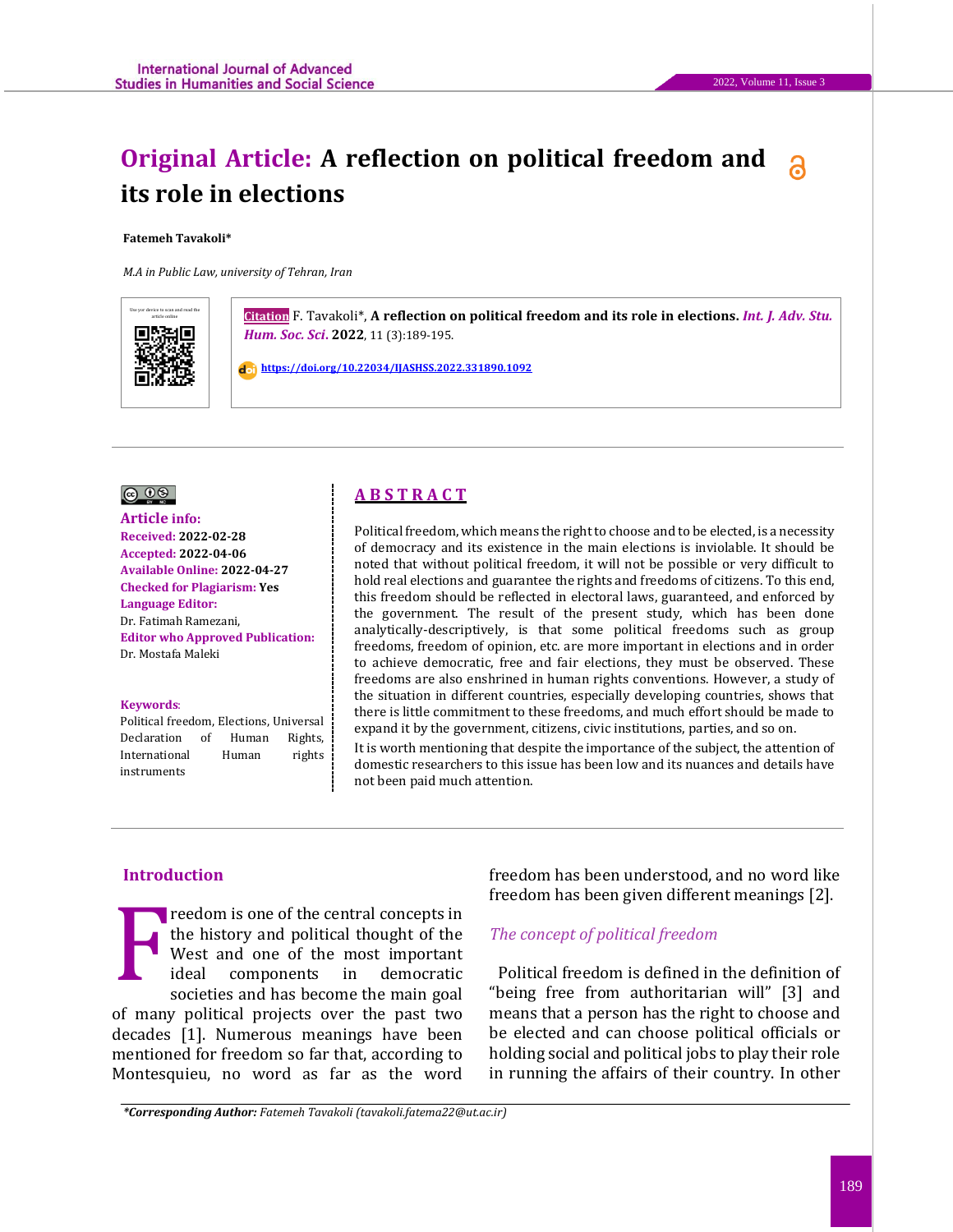# Original Article: A reflection on political freedom and its role in elections

**Fatemeh Tavakoli***

*M.A in Public Law, university of Tehran, Iran*

Use your device to scan and read the article online

**Citation** F. Tavakoli*, **A reflection on political freedom and its role in elections.** ***Int. J. Adv. Stu. Hum. Soc. Sci.*** **2022**, 11 (3):189-195.

**https://doi.org/10.22034/IJASHSS.2022.331890.1092**

**Article info:**
**Received:** **2022-02-28**
**Accepted:** **2022-04-06**
**Available Online:** **2022-04-27**
**Checked for Plagiarism: Yes**
**Language Editor:**
Dr. Fatimah Ramezani,
**Editor who Approved Publication:**
Dr. Mostafa Maleki

**Keywords**:
Political freedom, Elections, Universal Declaration of Human Rights, International Human rights instruments

## ABSTRACT

Political freedom, which means the right to choose and to be elected, is a necessity of democracy and its existence in the main elections is inviolable. It should be noted that without political freedom, it will not be possible or very difficult to hold real elections and guarantee the rights and freedoms of citizens. To this end, this freedom should be reflected in electoral laws, guaranteed, and enforced by the government. The result of the present study, which has been done analytically-descriptively, is that some political freedoms such as group freedoms, freedom of opinion, etc. are more important in elections and in order to achieve democratic, free and fair elections, they must be observed. These freedoms are also enshrined in human rights conventions. However, a study of the situation in different countries, especially developing countries, shows that there is little commitment to these freedoms, and much effort should be made to expand it by the government, citizens, civic institutions, parties, and so on.

It is worth mentioning that despite the importance of the subject, the attention of domestic researchers to this issue has been low and its nuances and details have not been paid much attention.

## Introduction

Freedom is one of the central concepts in the history and political thought of the West and one of the most important ideal components in democratic societies and has become the main goal of many political projects over the past two decades [1]. Numerous meanings have been mentioned for freedom so far that, according to Montesquieu, no word as far as the word freedom has been understood, and no word like freedom has been given different meanings [2].

### *The concept of political freedom*

Political freedom is defined in the definition of "being free from authoritarian will" [3] and means that a person has the right to choose and be elected and can choose political officials or holding social and political jobs to play their role in running the affairs of their country. In other

***Corresponding Author:** *Fatemeh Tavakoli (tavakoli.fatema22@ut.ac.ir)*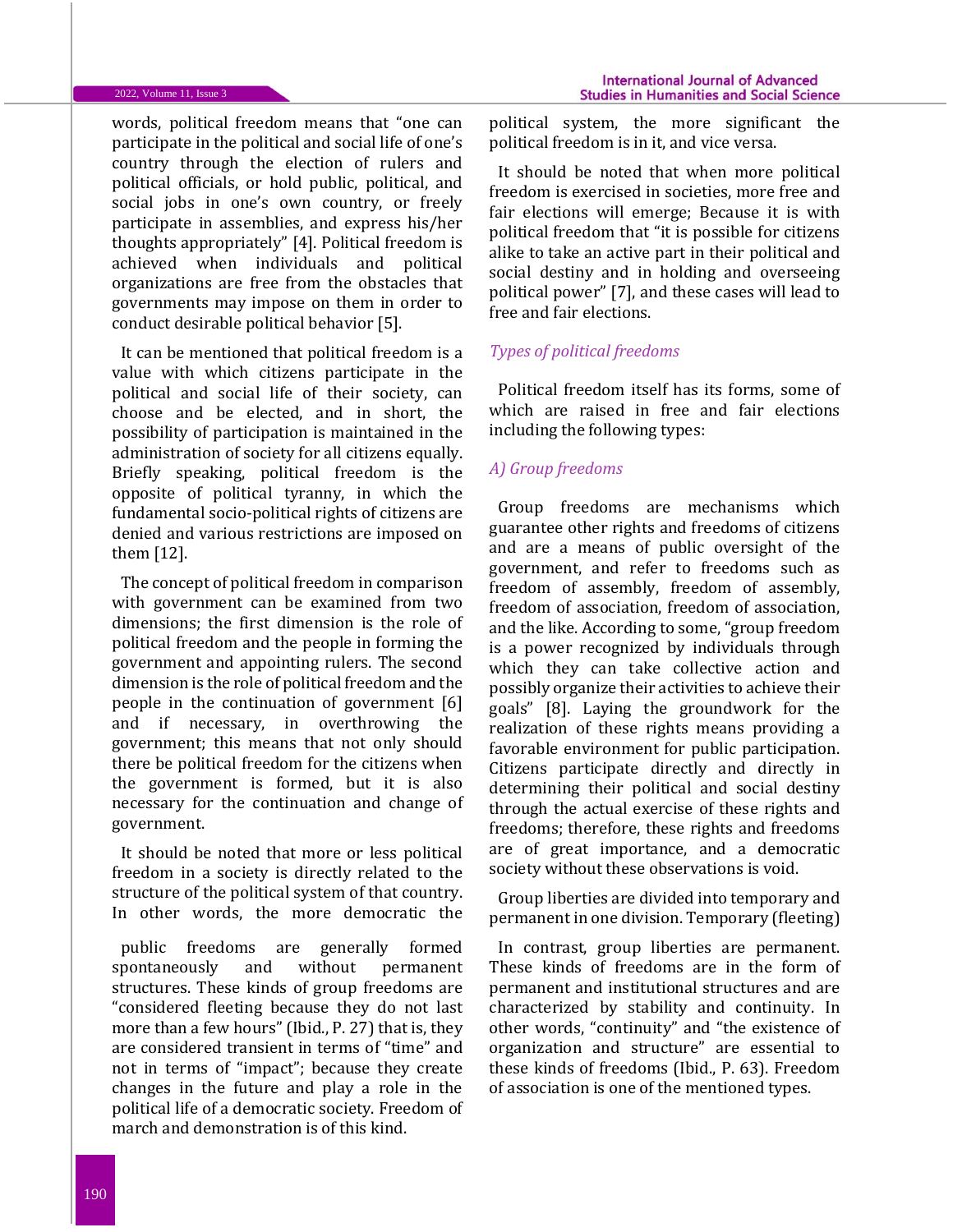words, political freedom means that "one can participate in the political and social life of one's country through the election of rulers and political officials, or hold public, political, and social jobs in one's own country, or freely participate in assemblies, and express his/her thoughts appropriately" [4]. Political freedom is achieved when individuals and political organizations are free from the obstacles that governments may impose on them in order to conduct desirable political behavior [5].

It can be mentioned that political freedom is a value with which citizens participate in the political and social life of their society, can choose and be elected, and in short, the possibility of participation is maintained in the administration of society for all citizens equally. Briefly speaking, political freedom is the opposite of political tyranny, in which the fundamental socio-political rights of citizens are denied and various restrictions are imposed on them [12].

The concept of political freedom in comparison with government can be examined from two dimensions; the first dimension is the role of political freedom and the people in forming the government and appointing rulers. The second dimension is the role of political freedom and the people in the continuation of government [6] and if necessary, in overthrowing the government; this means that not only should there be political freedom for the citizens when the government is formed, but it is also necessary for the continuation and change of government.

It should be noted that more or less political freedom in a society is directly related to the structure of the political system of that country. In other words, the more democratic the political system, the more significant the political freedom is in it, and vice versa.

It should be noted that when more political freedom is exercised in societies, more free and fair elections will emerge; Because it is with political freedom that "it is possible for citizens alike to take an active part in their political and social destiny and in holding and overseeing political power" [7], and these cases will lead to free and fair elections.

### *Types of political freedoms*

Political freedom itself has its forms, some of which are raised in free and fair elections including the following types:

#### *A) Group freedoms*

Group freedoms are mechanisms which guarantee other rights and freedoms of citizens and are a means of public oversight of the government, and refer to freedoms such as freedom of assembly, freedom of assembly, freedom of association, freedom of association, and the like. According to some, "group freedom is a power recognized by individuals through which they can take collective action and possibly organize their activities to achieve their goals" [8]. Laying the groundwork for the realization of these rights means providing a favorable environment for public participation. Citizens participate directly and directly in determining their political and social destiny through the actual exercise of these rights and freedoms; therefore, these rights and freedoms are of great importance, and a democratic society without these observations is void.

Group liberties are divided into temporary and permanent in one division. Temporary (fleeting) public freedoms are generally formed spontaneously and without permanent structures. These kinds of group freedoms are "considered fleeting because they do not last more than a few hours" (Ibid., P. 27) that is, they are considered transient in terms of "time" and not in terms of "impact"; because they create changes in the future and play a role in the political life of a democratic society. Freedom of march and demonstration is of this kind.

In contrast, group liberties are permanent. These kinds of freedoms are in the form of permanent and institutional structures and are characterized by stability and continuity. In other words, "continuity" and "the existence of organization and structure" are essential to these kinds of freedoms (Ibid., P. 63). Freedom of association is one of the mentioned types.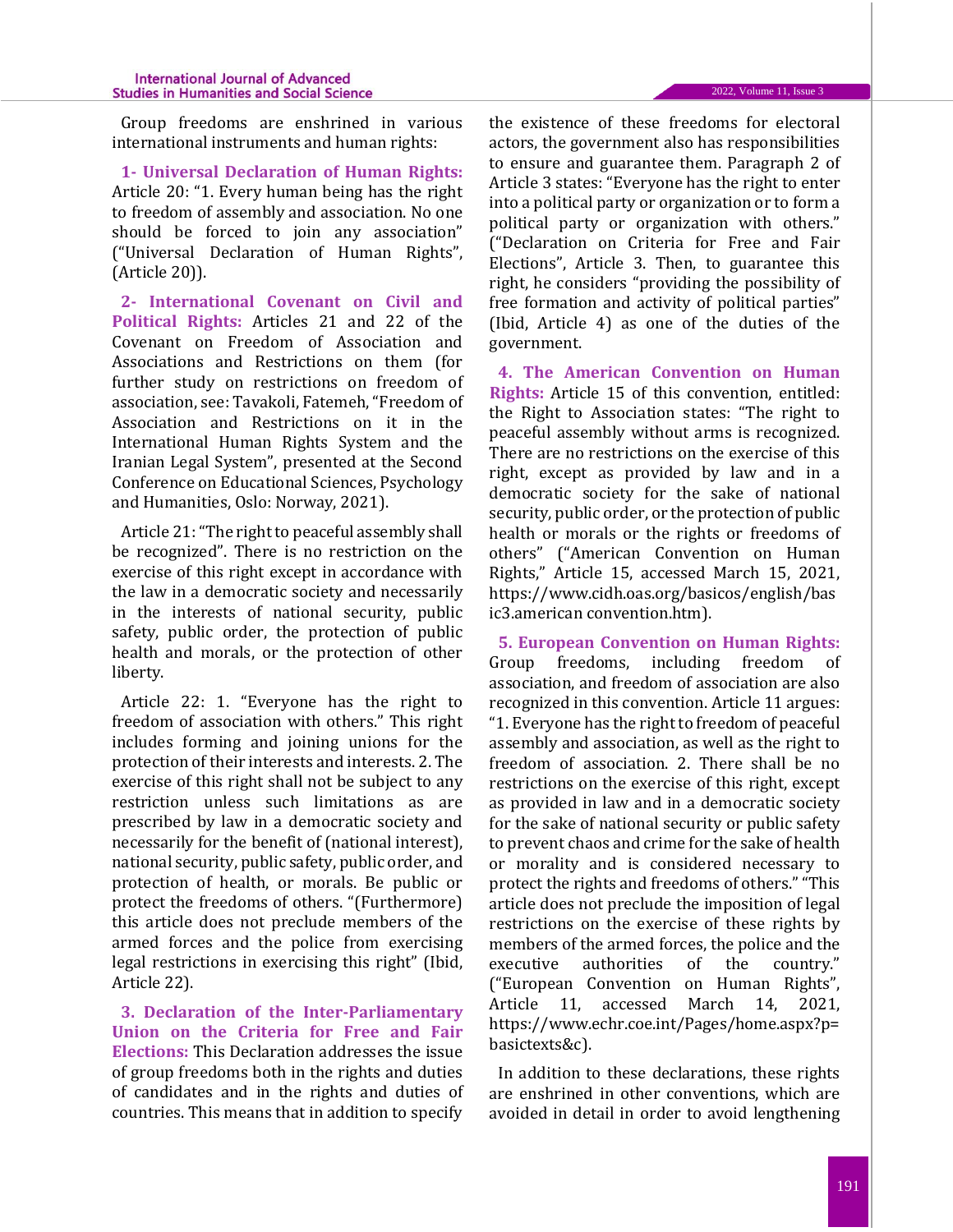Group freedoms are enshrined in various international instruments and human rights:

**1- Universal Declaration of Human Rights:** Article 20: "1. Every human being has the right to freedom of assembly and association. No one should be forced to join any association" ("Universal Declaration of Human Rights", (Article 20)).

**2- International Covenant on Civil and Political Rights:** Articles 21 and 22 of the Covenant on Freedom of Association and Associations and Restrictions on them (for further study on restrictions on freedom of association, see: Tavakoli, Fatemeh, "Freedom of Association and Restrictions on it in the International Human Rights System and the Iranian Legal System", presented at the Second Conference on Educational Sciences, Psychology and Humanities, Oslo: Norway, 2021).

Article 21: "The right to peaceful assembly shall be recognized". There is no restriction on the exercise of this right except in accordance with the law in a democratic society and necessarily in the interests of national security, public safety, public order, the protection of public health and morals, or the protection of other liberty.

Article 22: 1. "Everyone has the right to freedom of association with others." This right includes forming and joining unions for the protection of their interests and interests. 2. The exercise of this right shall not be subject to any restriction unless such limitations as are prescribed by law in a democratic society and necessarily for the benefit of (national interest), national security, public safety, public order, and protection of health, or morals. Be public or protect the freedoms of others. "(Furthermore) this article does not preclude members of the armed forces and the police from exercising legal restrictions in exercising this right" (Ibid, Article 22).

**3. Declaration of the Inter-Parliamentary Union on the Criteria for Free and Fair Elections:** This Declaration addresses the issue of group freedoms both in the rights and duties of candidates and in the rights and duties of countries. This means that in addition to specify the existence of these freedoms for electoral actors, the government also has responsibilities to ensure and guarantee them. Paragraph 2 of Article 3 states: "Everyone has the right to enter into a political party or organization or to form a political party or organization with others." ("Declaration on Criteria for Free and Fair Elections", Article 3. Then, to guarantee this right, he considers "providing the possibility of free formation and activity of political parties" (Ibid, Article 4) as one of the duties of the government.

**4. The American Convention on Human Rights:** Article 15 of this convention, entitled: the Right to Association states: "The right to peaceful assembly without arms is recognized. There are no restrictions on the exercise of this right, except as provided by law and in a democratic society for the sake of national security, public order, or the protection of public health or morals or the rights or freedoms of others" ("American Convention on Human Rights," Article 15, accessed March 15, 2021, https://www.cidh.oas.org/basicos/english/basic3.american convention.htm).

**5. European Convention on Human Rights:** Group freedoms, including freedom of association, and freedom of association are also recognized in this convention. Article 11 argues: "1. Everyone has the right to freedom of peaceful assembly and association, as well as the right to freedom of association. 2. There shall be no restrictions on the exercise of this right, except as provided in law and in a democratic society for the sake of national security or public safety to prevent chaos and crime for the sake of health or morality and is considered necessary to protect the rights and freedoms of others." "This article does not preclude the imposition of legal restrictions on the exercise of these rights by members of the armed forces, the police and the executive authorities of the country." ("European Convention on Human Rights", Article 11, accessed March 14, 2021, https://www.echr.coe.int/Pages/home.aspx?p=basictexts&c).

In addition to these declarations, these rights are enshrined in other conventions, which are avoided in detail in order to avoid lengthening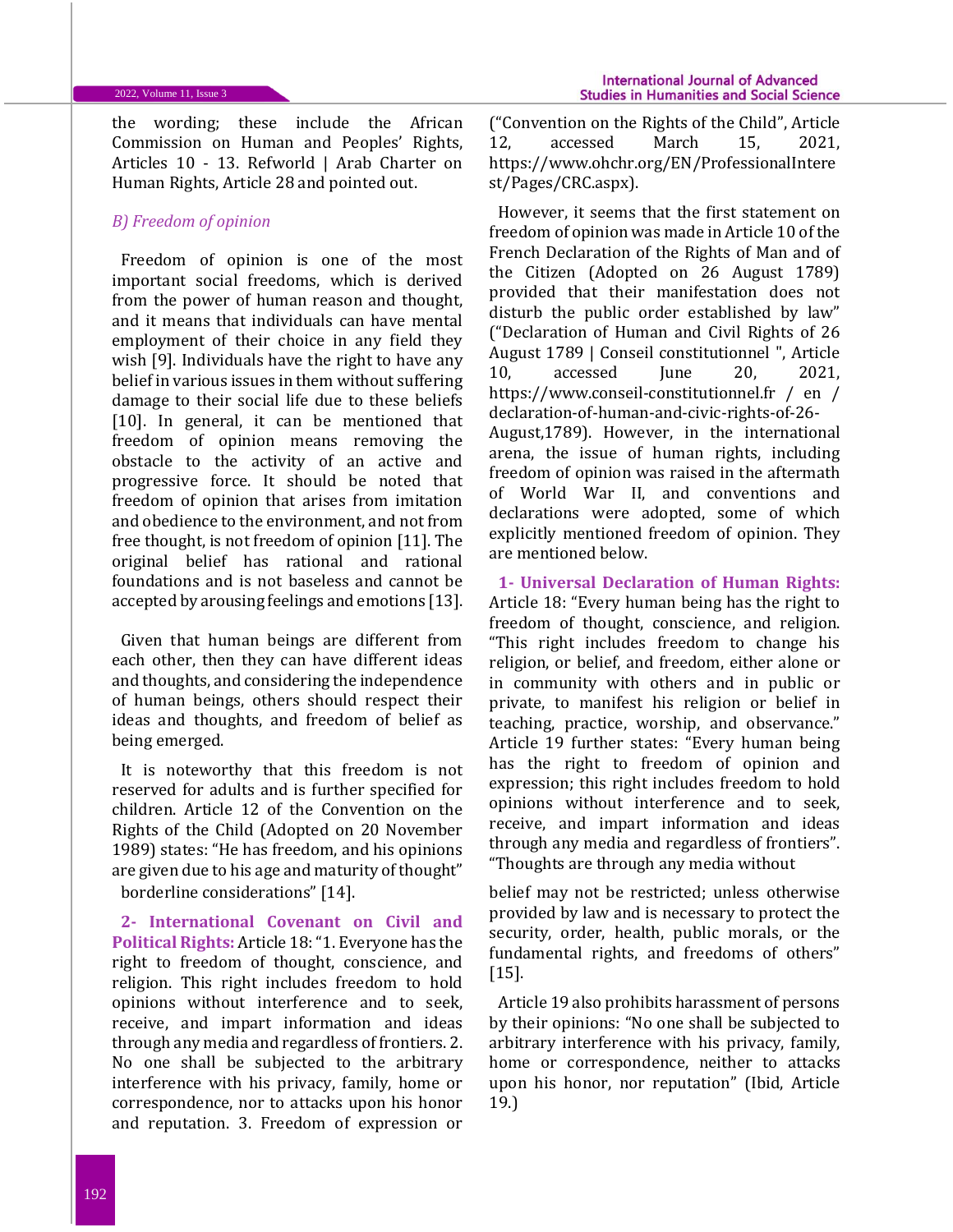the wording; these include the African Commission on Human and Peoples' Rights, Articles 10 - 13. Refworld | Arab Charter on Human Rights, Article 28 and pointed out.

### *B) Freedom of opinion*

Freedom of opinion is one of the most important social freedoms, which is derived from the power of human reason and thought, and it means that individuals can have mental employment of their choice in any field they wish [9]. Individuals have the right to have any belief in various issues in them without suffering damage to their social life due to these beliefs [10]. In general, it can be mentioned that freedom of opinion means removing the obstacle to the activity of an active and progressive force. It should be noted that freedom of opinion that arises from imitation and obedience to the environment, and not from free thought, is not freedom of opinion [11]. The original belief has rational and rational foundations and is not baseless and cannot be accepted by arousing feelings and emotions [13].

Given that human beings are different from each other, then they can have different ideas and thoughts, and considering the independence of human beings, others should respect their ideas and thoughts, and freedom of belief as being emerged.

It is noteworthy that this freedom is not reserved for adults and is further specified for children. Article 12 of the Convention on the Rights of the Child (Adopted on 20 November 1989) states: "He has freedom, and his opinions are given due to his age and maturity of thought" ("Convention on the Rights of the Child", Article 12, accessed March 15, 2021, https://www.ohchr.org/EN/ProfessionalInterest/Pages/CRC.aspx).

However, it seems that the first statement on freedom of opinion was made in Article 10 of the French Declaration of the Rights of Man and of the Citizen (Adopted on 26 August 1789) provided that their manifestation does not disturb the public order established by law" ("Declaration of Human and Civil Rights of 26 August 1789 | Conseil constitutionnel ", Article 10, accessed June 20, 2021, https://www.conseil-constitutionnel.fr / en / declaration-of-human-and-civic-rights-of-26-August,1789). However, in the international arena, the issue of human rights, including freedom of opinion was raised in the aftermath of World War II, and conventions and declarations were adopted, some of which explicitly mentioned freedom of opinion. They are mentioned below.

**1- Universal Declaration of Human Rights:** Article 18: "Every human being has the right to freedom of thought, conscience, and religion. "This right includes freedom to change his religion, or belief, and freedom, either alone or in community with others and in public or private, to manifest his religion or belief in teaching, practice, worship, and observance." Article 19 further states: "Every human being has the right to freedom of opinion and expression; this right includes freedom to hold opinions without interference and to seek, receive, and impart information and ideas through any media and regardless of frontiers". "Thoughts are through any media without borderline considerations" [14].

**2- International Covenant on Civil and Political Rights:** Article 18: "1. Everyone has the right to freedom of thought, conscience, and religion. This right includes freedom to hold opinions without interference and to seek, receive, and impart information and ideas through any media and regardless of frontiers. 2. No one shall be subjected to the arbitrary interference with his privacy, family, home or correspondence, nor to attacks upon his honor and reputation. 3. Freedom of expression or belief may not be restricted; unless otherwise provided by law and is necessary to protect the security, order, health, public morals, or the fundamental rights, and freedoms of others" [15].

Article 19 also prohibits harassment of persons by their opinions: "No one shall be subjected to arbitrary interference with his privacy, family, home or correspondence, neither to attacks upon his honor, nor reputation" (Ibid, Article 19.)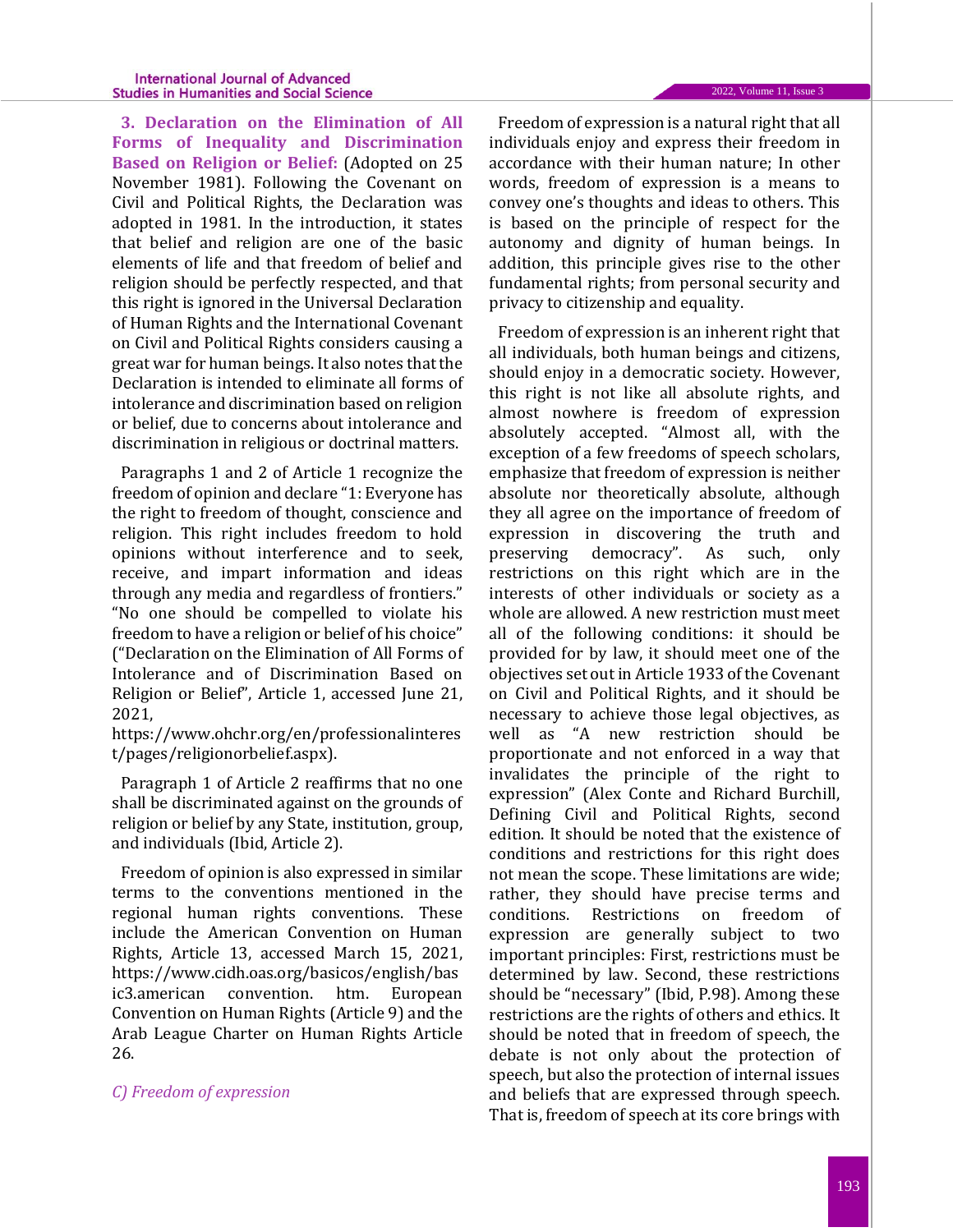**3. Declaration on the Elimination of All Forms of Inequality and Discrimination Based on Religion or Belief:** (Adopted on 25 November 1981). Following the Covenant on Civil and Political Rights, the Declaration was adopted in 1981. In the introduction, it states that belief and religion are one of the basic elements of life and that freedom of belief and religion should be perfectly respected, and that this right is ignored in the Universal Declaration of Human Rights and the International Covenant on Civil and Political Rights considers causing a great war for human beings. It also notes that the Declaration is intended to eliminate all forms of intolerance and discrimination based on religion or belief, due to concerns about intolerance and discrimination in religious or doctrinal matters.

Paragraphs 1 and 2 of Article 1 recognize the freedom of opinion and declare "1: Everyone has the right to freedom of thought, conscience and religion. This right includes freedom to hold opinions without interference and to seek, receive, and impart information and ideas through any media and regardless of frontiers." "No one should be compelled to violate his freedom to have a religion or belief of his choice" ("Declaration on the Elimination of All Forms of Intolerance and of Discrimination Based on Religion or Belief", Article 1, accessed June 21, 2021, https://www.ohchr.org/en/professionalinterest/pages/religionorbelief.aspx).

Paragraph 1 of Article 2 reaffirms that no one shall be discriminated against on the grounds of religion or belief by any State, institution, group, and individuals (Ibid, Article 2).

Freedom of opinion is also expressed in similar terms to the conventions mentioned in the regional human rights conventions. These include the American Convention on Human Rights, Article 13, accessed March 15, 2021, https://www.cidh.oas.org/basicos/english/basic3.american convention. htm. European Convention on Human Rights (Article 9) and the Arab League Charter on Human Rights Article 26.

*C) Freedom of expression*

Freedom of expression is a natural right that all individuals enjoy and express their freedom in accordance with their human nature; In other words, freedom of expression is a means to convey one's thoughts and ideas to others. This is based on the principle of respect for the autonomy and dignity of human beings. In addition, this principle gives rise to the other fundamental rights; from personal security and privacy to citizenship and equality.

Freedom of expression is an inherent right that all individuals, both human beings and citizens, should enjoy in a democratic society. However, this right is not like all absolute rights, and almost nowhere is freedom of expression absolutely accepted. "Almost all, with the exception of a few freedoms of speech scholars, emphasize that freedom of expression is neither absolute nor theoretically absolute, although they all agree on the importance of freedom of expression in discovering the truth and preserving democracy". As such, only restrictions on this right which are in the interests of other individuals or society as a whole are allowed. A new restriction must meet all of the following conditions: it should be provided for by law, it should meet one of the objectives set out in Article 1933 of the Covenant on Civil and Political Rights, and it should be necessary to achieve those legal objectives, as well as "A new restriction should be proportionate and not enforced in a way that invalidates the principle of the right to expression" (Alex Conte and Richard Burchill, Defining Civil and Political Rights, second edition. It should be noted that the existence of conditions and restrictions for this right does not mean the scope. These limitations are wide; rather, they should have precise terms and conditions. Restrictions on freedom of expression are generally subject to two important principles: First, restrictions must be determined by law. Second, these restrictions should be "necessary" (Ibid, P.98). Among these restrictions are the rights of others and ethics. It should be noted that in freedom of speech, the debate is not only about the protection of speech, but also the protection of internal issues and beliefs that are expressed through speech. That is, freedom of speech at its core brings with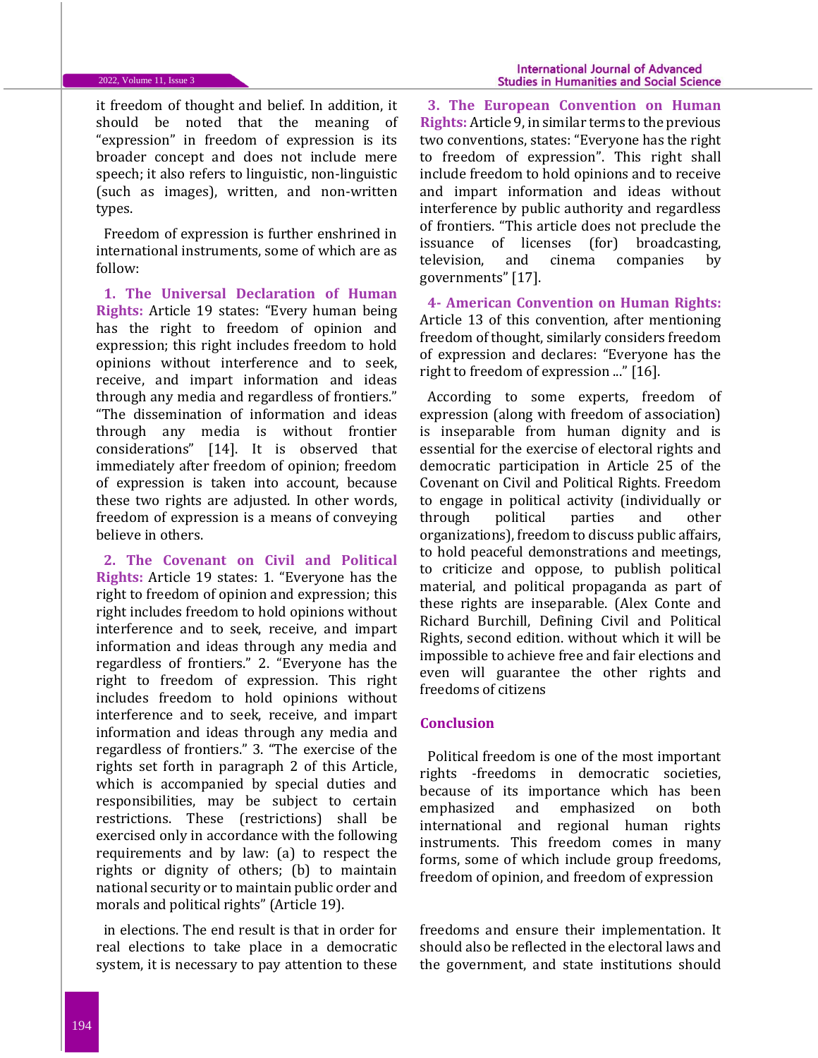it freedom of thought and belief. In addition, it should be noted that the meaning of "expression" in freedom of expression is its broader concept and does not include mere speech; it also refers to linguistic, non-linguistic (such as images), written, and non-written types.

Freedom of expression is further enshrined in international instruments, some of which are as follow:

**1. The Universal Declaration of Human Rights:** Article 19 states: "Every human being has the right to freedom of opinion and expression; this right includes freedom to hold opinions without interference and to seek, receive, and impart information and ideas through any media and regardless of frontiers." "The dissemination of information and ideas through any media is without frontier considerations" [14]. It is observed that immediately after freedom of opinion; freedom of expression is taken into account, because these two rights are adjusted. In other words, freedom of expression is a means of conveying believe in others.

**2. The Covenant on Civil and Political Rights:** Article 19 states: 1. "Everyone has the right to freedom of opinion and expression; this right includes freedom to hold opinions without interference and to seek, receive, and impart information and ideas through any media and regardless of frontiers." 2. "Everyone has the right to freedom of expression. This right includes freedom to hold opinions without interference and to seek, receive, and impart information and ideas through any media and regardless of frontiers." 3. "The exercise of the rights set forth in paragraph 2 of this Article, which is accompanied by special duties and responsibilities, may be subject to certain restrictions. These (restrictions) shall be exercised only in accordance with the following requirements and by law: (a) to respect the rights or dignity of others; (b) to maintain national security or to maintain public order and morals and political rights" (Article 19).

**3. The European Convention on Human Rights:** Article 9, in similar terms to the previous two conventions, states: "Everyone has the right to freedom of expression". This right shall include freedom to hold opinions and to receive and impart information and ideas without interference by public authority and regardless of frontiers. "This article does not preclude the issuance of licenses (for) broadcasting, television, and cinema companies by governments" [17].

**4- American Convention on Human Rights:** Article 13 of this convention, after mentioning freedom of thought, similarly considers freedom of expression and declares: "Everyone has the right to freedom of expression ..." [16].

According to some experts, freedom of expression (along with freedom of association) is inseparable from human dignity and is essential for the exercise of electoral rights and democratic participation in Article 25 of the Covenant on Civil and Political Rights. Freedom to engage in political activity (individually or through political parties and other organizations), freedom to discuss public affairs, to hold peaceful demonstrations and meetings, to criticize and oppose, to publish political material, and political propaganda as part of these rights are inseparable. (Alex Conte and Richard Burchill, Defining Civil and Political Rights, second edition. without which it will be impossible to achieve free and fair elections and even will guarantee the other rights and freedoms of citizens

## Conclusion

Political freedom is one of the most important rights -freedoms in democratic societies, because of its importance which has been emphasized and emphasized on both international and regional human rights instruments. This freedom comes in many forms, some of which include group freedoms, freedom of opinion, and freedom of expression

in elections. The end result is that in order for real elections to take place in a democratic system, it is necessary to pay attention to these freedoms and ensure their implementation. It should also be reflected in the electoral laws and the government, and state institutions should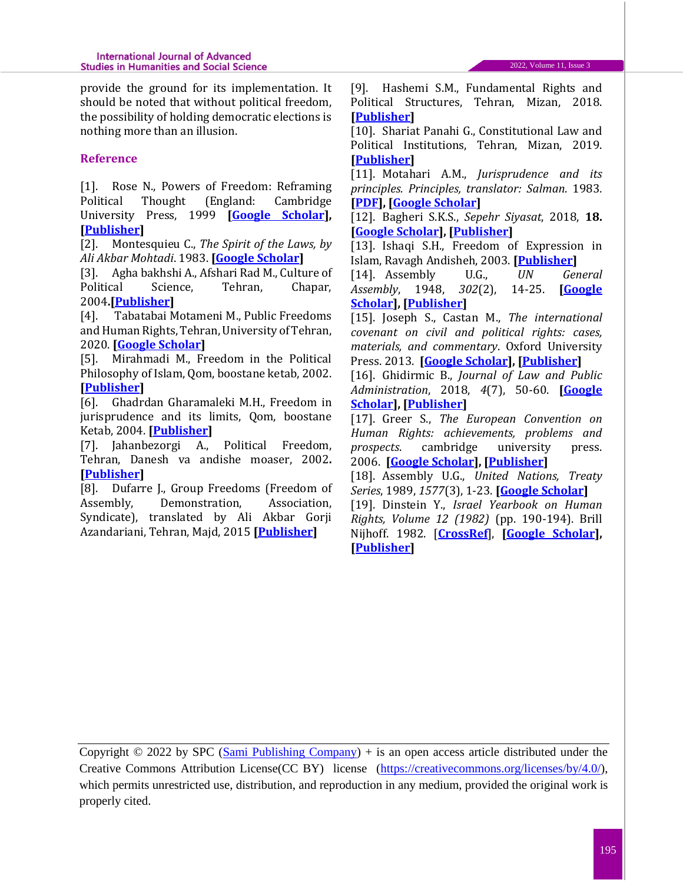provide the ground for its implementation. It should be noted that without political freedom, the possibility of holding democratic elections is nothing more than an illusion.

## Reference

[1]. Rose N., Powers of Freedom: Reframing Political Thought (England: Cambridge University Press, 1999 **[Google Scholar]**, **[Publisher]**

[2]. Montesquieu C., *The Spirit of the Laws, by Ali Akbar Mohtadi*. 1983. **[Google Scholar]**

[3]. Agha bakhshi A., Afshari Rad M., Culture of Political Science, Tehran, Chapar, 2004.**[Publisher]**

[4]. Tabatabai Motameni M., Public Freedoms and Human Rights, Tehran, University of Tehran, 2020. **[Google Scholar]**

[5]. Mirahmadi M., Freedom in the Political Philosophy of Islam, Qom, boostane ketab, 2002. **[Publisher]**

[6]. Ghadrdan Gharamaleki M.H., Freedom in jurisprudence and its limits, Qom, boostane Ketab, 2004. **[Publisher]**

[7]. Jahanbezorgi A., Political Freedom, Tehran, Danesh va andishe moaser, 2002. **[Publisher]**

[8]. Dufarre J., Group Freedoms (Freedom of Assembly, Demonstration, Association, Syndicate), translated by Ali Akbar Gorji Azandariani, Tehran, Majd, 2015 **[Publisher]**

[9]. Hashemi S.M., Fundamental Rights and Political Structures, Tehran, Mizan, 2018. **[Publisher]**

[10]. Shariat Panahi G., Constitutional Law and Political Institutions, Tehran, Mizan, 2019. **[Publisher]**

[11]. Motahari A.M., *Jurisprudence and its principles. Principles, translator: Salman*. 1983. **[PDF]**, **[Google Scholar]**

[12]. Bagheri S.K.S., *Sepehr Siyasat*, 2018, **18.** **[Google Scholar]**, **[Publisher]**

[13]. Ishaqi S.H., Freedom of Expression in Islam, Ravagh Andisheh, 2003. **[Publisher]**

[14]. Assembly U.G., *UN General Assembly*, 1948, *302*(2), 14-25. **[Google Scholar]**, **[Publisher]**

[15]. Joseph S., Castan M., *The international covenant on civil and political rights: cases, materials, and commentary*. Oxford University Press. 2013. **[Google Scholar]**, **[Publisher]**

[16]. Ghidirmic B., *Journal of Law and Public Administration*, 2018, *4*(7), 50-60. **[Google Scholar]**, **[Publisher]**

[17]. Greer S., *The European Convention on Human Rights: achievements, problems and prospects*. cambridge university press. 2006. **[Google Scholar]**, **[Publisher]**

[18]. Assembly U.G., *United Nations, Treaty Series*, 1989, *1577*(3), 1-23. **[Google Scholar]**

[19]. Dinstein Y., *Israel Yearbook on Human Rights, Volume 12 (1982)* (pp. 190-194). Brill Nijhoff. 1982. [CrossRef], **[Google Scholar]**, **[Publisher]**

Copyright © 2022 by SPC (Sami Publishing Company) + is an open access article distributed under the Creative Commons Attribution License(CC BY) license (https://creativecommons.org/licenses/by/4.0/), which permits unrestricted use, distribution, and reproduction in any medium, provided the original work is properly cited.